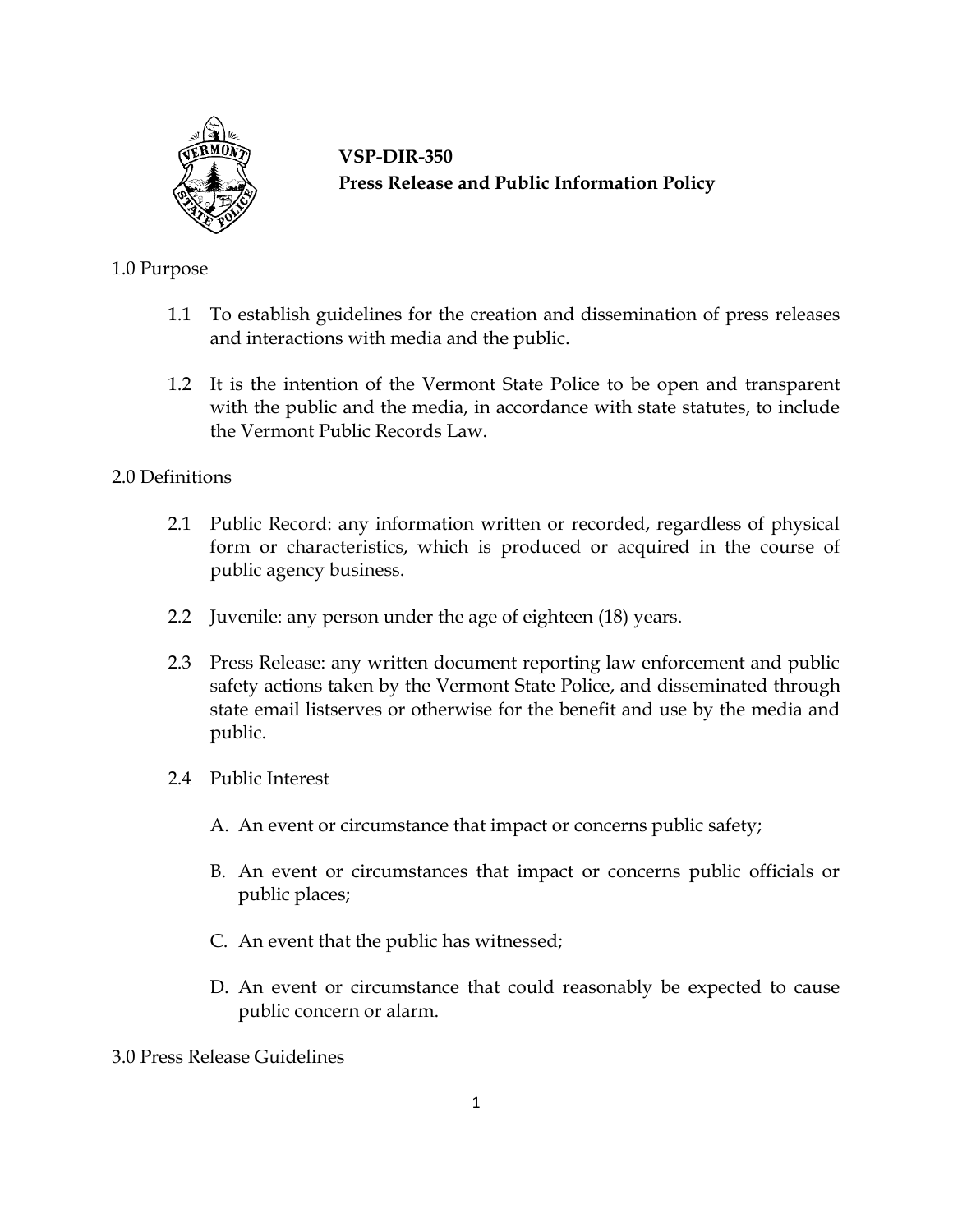**VSP-DIR-350**

**Press Release and Public Information Policy**

## 1.0 Purpose

1.1 To establish guidelines for the creation and dissemination of press releases and interactions with media and the public.

1.2 It is the intention of the Vermont State Police to be open and transparent with the public and the media, in accordance with state statutes, to include the Vermont Public Records Law.

## 2.0 Definitions

2.1 Public Record: any information written or recorded, regardless of physical form or characteristics, which is produced or acquired in the course of public agency business.

2.2 Juvenile: any person under the age of eighteen (18) years.

2.3 Press Release: any written document reporting law enforcement and public safety actions taken by the Vermont State Police, and disseminated through state email listserves or otherwise for the benefit and use by the media and public.

2.4 Public Interest

A. An event or circumstance that impact or concerns public safety;

B. An event or circumstances that impact or concerns public officials or public places;

C. An event that the public has witnessed;

D. An event or circumstance that could reasonably be expected to cause public concern or alarm.

## 3.0 Press Release Guidelines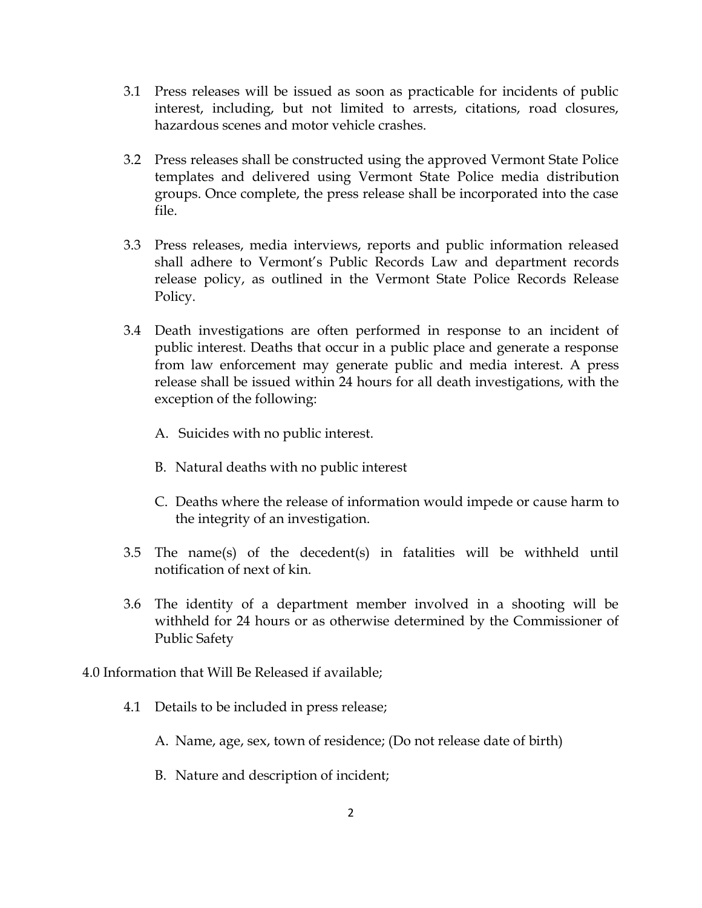3.1 Press releases will be issued as soon as practicable for incidents of public interest, including, but not limited to arrests, citations, road closures, hazardous scenes and motor vehicle crashes.

3.2 Press releases shall be constructed using the approved Vermont State Police templates and delivered using Vermont State Police media distribution groups. Once complete, the press release shall be incorporated into the case file.

3.3 Press releases, media interviews, reports and public information released shall adhere to Vermont's Public Records Law and department records release policy, as outlined in the Vermont State Police Records Release Policy.

3.4 Death investigations are often performed in response to an incident of public interest. Deaths that occur in a public place and generate a response from law enforcement may generate public and media interest. A press release shall be issued within 24 hours for all death investigations, with the exception of the following:

   A. Suicides with no public interest.

   B. Natural deaths with no public interest

   C. Deaths where the release of information would impede or cause harm to the integrity of an investigation.

3.5 The name(s) of the decedent(s) in fatalities will be withheld until notification of next of kin.

3.6 The identity of a department member involved in a shooting will be withheld for 24 hours or as otherwise determined by the Commissioner of Public Safety

## 4.0 Information that Will Be Released if available;

4.1 Details to be included in press release;

   A. Name, age, sex, town of residence; (Do not release date of birth)

   B. Nature and description of incident;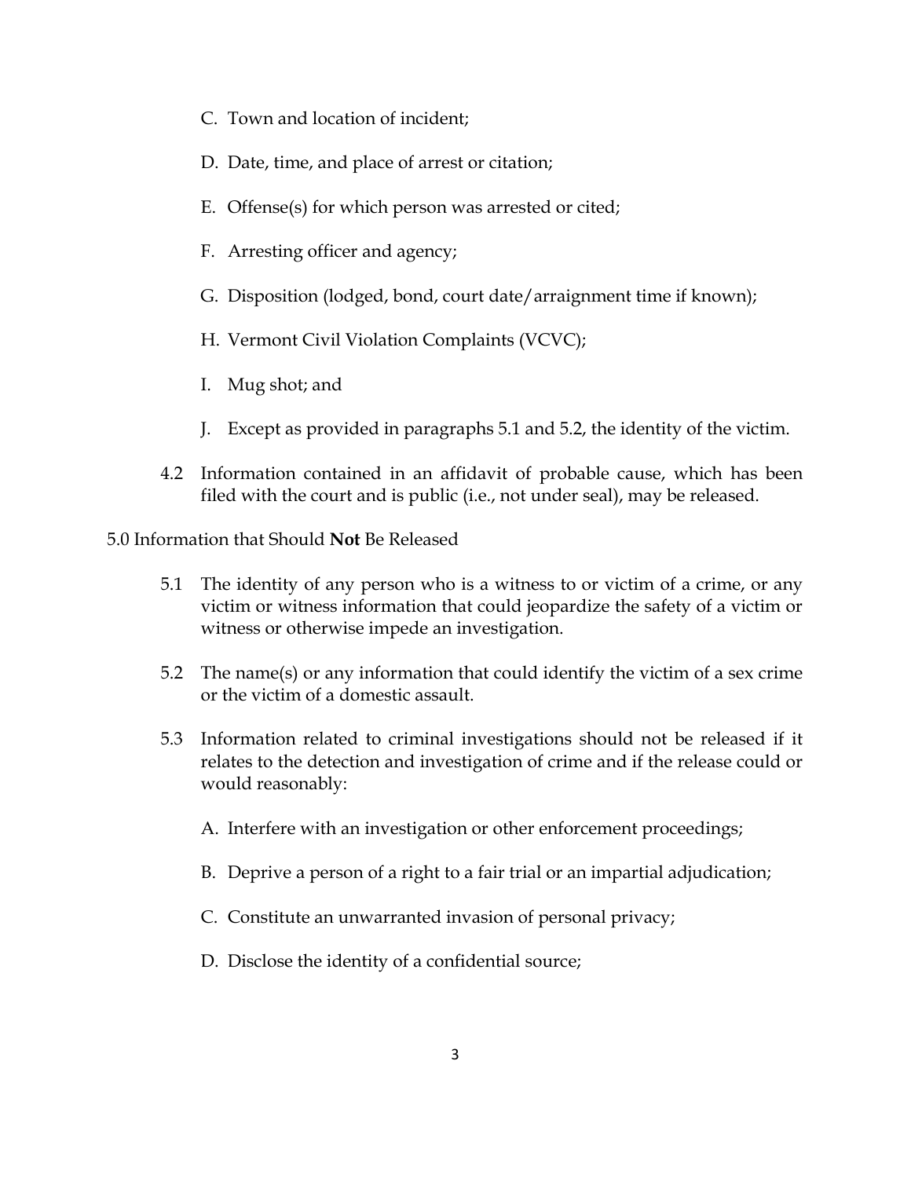C. Town and location of incident;

D. Date, time, and place of arrest or citation;

E. Offense(s) for which person was arrested or cited;

F. Arresting officer and agency;

G. Disposition (lodged, bond, court date/arraignment time if known);

H. Vermont Civil Violation Complaints (VCVC);

I. Mug shot; and

J. Except as provided in paragraphs 5.1 and 5.2, the identity of the victim.

4.2 Information contained in an affidavit of probable cause, which has been filed with the court and is public (i.e., not under seal), may be released.

5.0 Information that Should **Not** Be Released

5.1 The identity of any person who is a witness to or victim of a crime, or any victim or witness information that could jeopardize the safety of a victim or witness or otherwise impede an investigation.

5.2 The name(s) or any information that could identify the victim of a sex crime or the victim of a domestic assault.

5.3 Information related to criminal investigations should not be released if it relates to the detection and investigation of crime and if the release could or would reasonably:

A. Interfere with an investigation or other enforcement proceedings;

B. Deprive a person of a right to a fair trial or an impartial adjudication;

C. Constitute an unwarranted invasion of personal privacy;

D. Disclose the identity of a confidential source;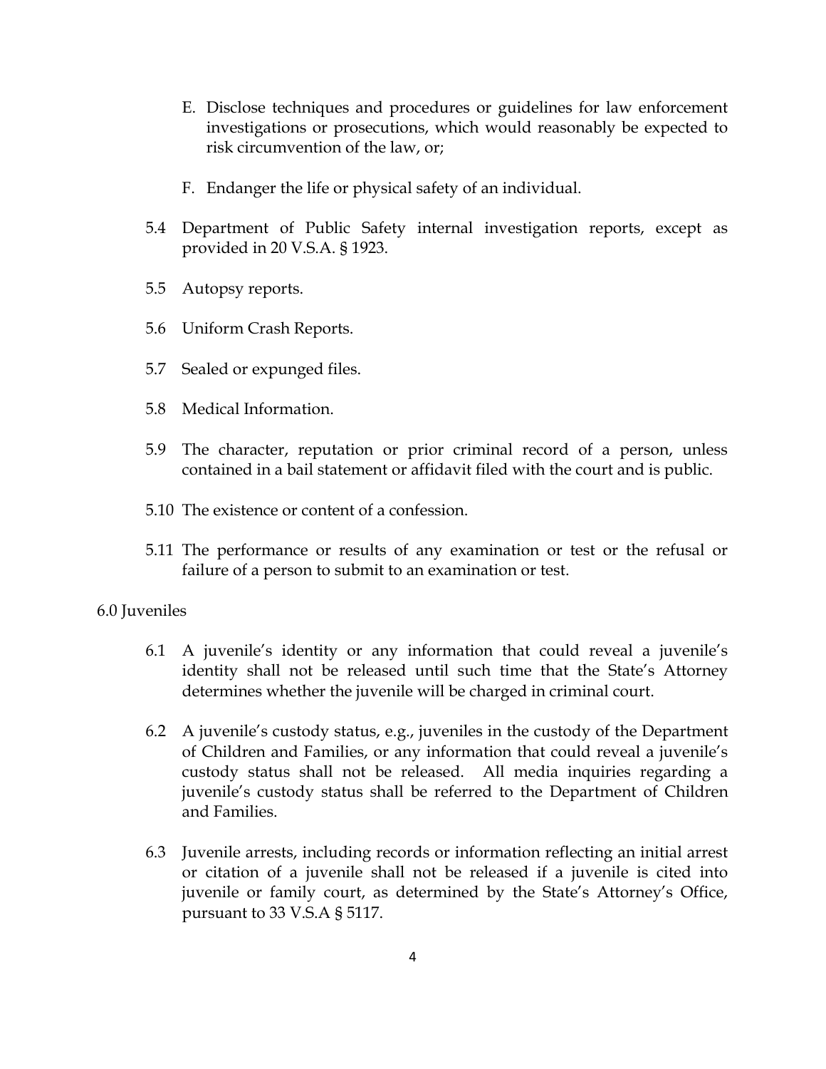E. Disclose techniques and procedures or guidelines for law enforcement investigations or prosecutions, which would reasonably be expected to risk circumvention of the law, or;

F. Endanger the life or physical safety of an individual.

5.4 Department of Public Safety internal investigation reports, except as provided in 20 V.S.A. § 1923.

5.5 Autopsy reports.

5.6 Uniform Crash Reports.

5.7 Sealed or expunged files.

5.8 Medical Information.

5.9 The character, reputation or prior criminal record of a person, unless contained in a bail statement or affidavit filed with the court and is public.

5.10 The existence or content of a confession.

5.11 The performance or results of any examination or test or the refusal or failure of a person to submit to an examination or test.

6.0 Juveniles

6.1 A juvenile's identity or any information that could reveal a juvenile's identity shall not be released until such time that the State's Attorney determines whether the juvenile will be charged in criminal court.

6.2 A juvenile's custody status, e.g., juveniles in the custody of the Department of Children and Families, or any information that could reveal a juvenile's custody status shall not be released. All media inquiries regarding a juvenile's custody status shall be referred to the Department of Children and Families.

6.3 Juvenile arrests, including records or information reflecting an initial arrest or citation of a juvenile shall not be released if a juvenile is cited into juvenile or family court, as determined by the State's Attorney's Office, pursuant to 33 V.S.A § 5117.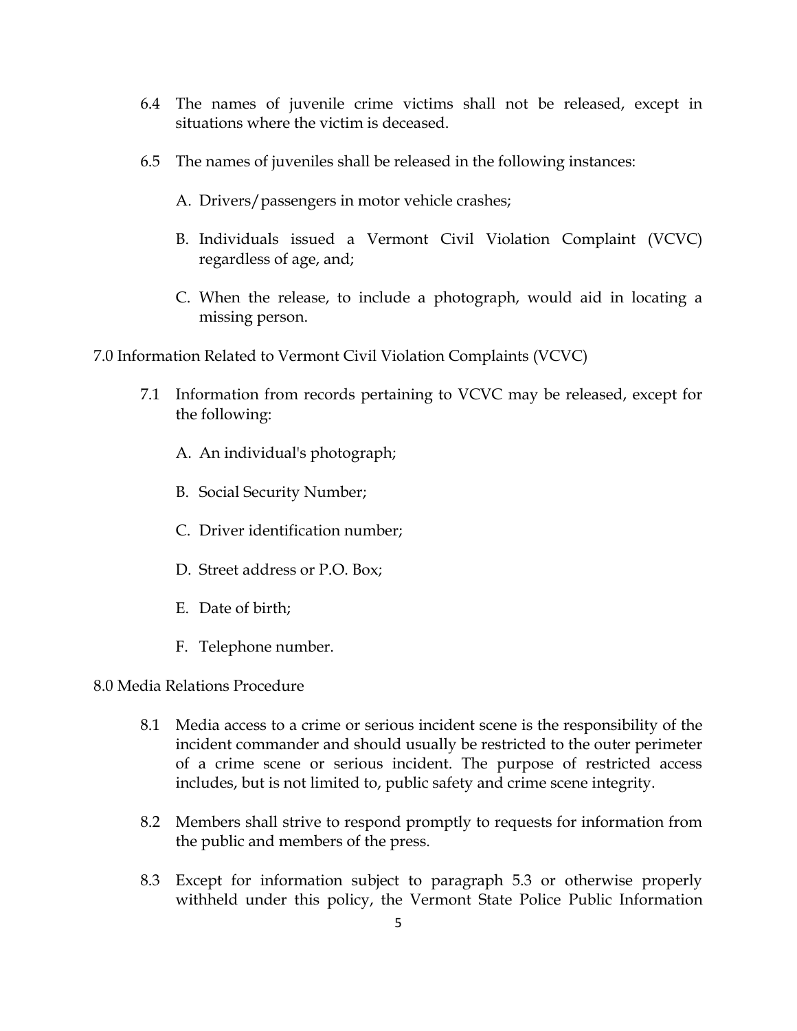6.4 The names of juvenile crime victims shall not be released, except in situations where the victim is deceased.

6.5 The names of juveniles shall be released in the following instances:

A. Drivers/passengers in motor vehicle crashes;

B. Individuals issued a Vermont Civil Violation Complaint (VCVC) regardless of age, and;

C. When the release, to include a photograph, would aid in locating a missing person.

## 7.0 Information Related to Vermont Civil Violation Complaints (VCVC)

7.1 Information from records pertaining to VCVC may be released, except for the following:

A. An individual's photograph;

B. Social Security Number;

C. Driver identification number;

D. Street address or P.O. Box;

E. Date of birth;

F. Telephone number.

## 8.0 Media Relations Procedure

8.1 Media access to a crime or serious incident scene is the responsibility of the incident commander and should usually be restricted to the outer perimeter of a crime scene or serious incident. The purpose of restricted access includes, but is not limited to, public safety and crime scene integrity.

8.2 Members shall strive to respond promptly to requests for information from the public and members of the press.

8.3 Except for information subject to paragraph 5.3 or otherwise properly withheld under this policy, the Vermont State Police Public Information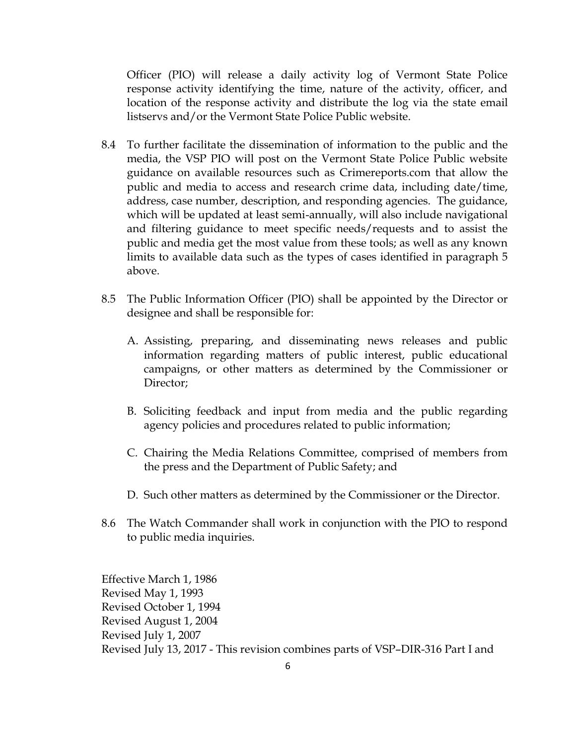Officer (PIO) will release a daily activity log of Vermont State Police response activity identifying the time, nature of the activity, officer, and location of the response activity and distribute the log via the state email listservs and/or the Vermont State Police Public website.

8.4 To further facilitate the dissemination of information to the public and the media, the VSP PIO will post on the Vermont State Police Public website guidance on available resources such as Crimereports.com that allow the public and media to access and research crime data, including date/time, address, case number, description, and responding agencies. The guidance, which will be updated at least semi-annually, will also include navigational and filtering guidance to meet specific needs/requests and to assist the public and media get the most value from these tools; as well as any known limits to available data such as the types of cases identified in paragraph 5 above.

8.5 The Public Information Officer (PIO) shall be appointed by the Director or designee and shall be responsible for:

A. Assisting, preparing, and disseminating news releases and public information regarding matters of public interest, public educational campaigns, or other matters as determined by the Commissioner or Director;

B. Soliciting feedback and input from media and the public regarding agency policies and procedures related to public information;

C. Chairing the Media Relations Committee, comprised of members from the press and the Department of Public Safety; and

D. Such other matters as determined by the Commissioner or the Director.

8.6 The Watch Commander shall work in conjunction with the PIO to respond to public media inquiries.

Effective March 1, 1986
Revised May 1, 1993
Revised October 1, 1994
Revised August 1, 2004
Revised July 1, 2007
Revised July 13, 2017 - This revision combines parts of VSP–DIR-316 Part I and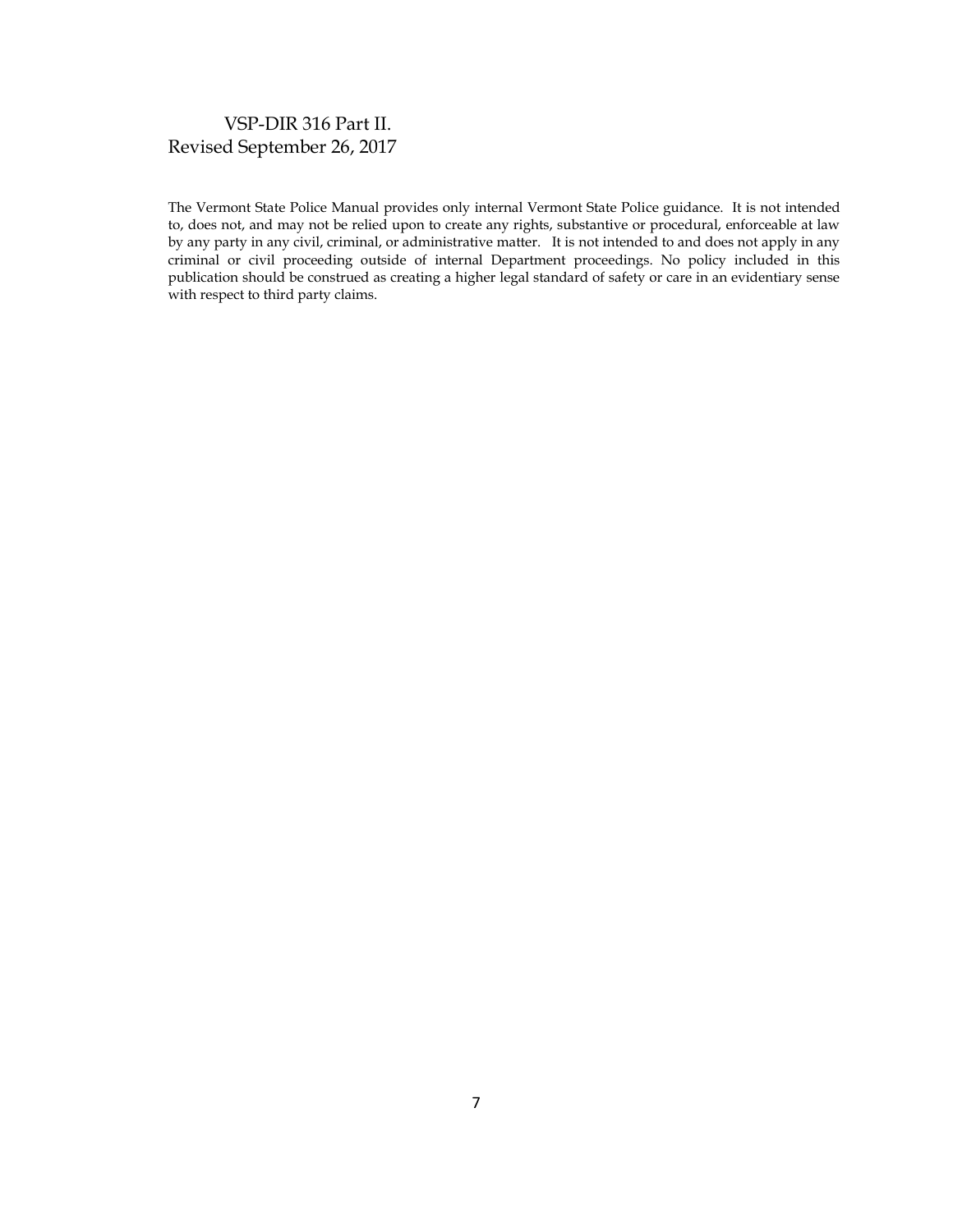VSP-DIR 316 Part II.
Revised September 26, 2017

The Vermont State Police Manual provides only internal Vermont State Police guidance. It is not intended to, does not, and may not be relied upon to create any rights, substantive or procedural, enforceable at law by any party in any civil, criminal, or administrative matter. It is not intended to and does not apply in any criminal or civil proceeding outside of internal Department proceedings. No policy included in this publication should be construed as creating a higher legal standard of safety or care in an evidentiary sense with respect to third party claims.